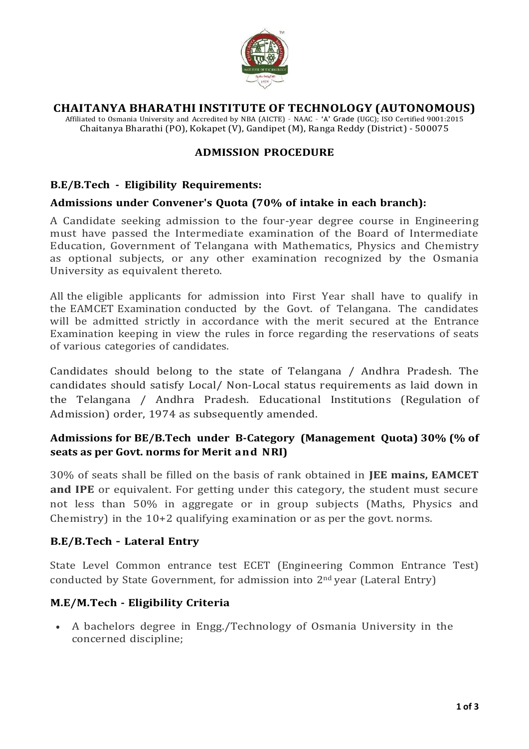# CHAITANYA BHARATHI INSTITUTE OF TECHNOLOGY (AUTONOMOUS)

Affiliated to Osmania University and Accredited by NBA (AICTE) - NAAC - 'A' Grade (UGC); ISO Certified 9001:2015
Chaitanya Bharathi (PO), Kokapet (V), Gandipet (M), Ranga Reddy (District) - 500075

## ADMISSION PROCEDURE

### B.E/B.Tech - Eligibility Requirements:

### Admissions under Convener's Quota (70% of intake in each branch):

A Candidate seeking admission to the four-year degree course in Engineering must have passed the Intermediate examination of the Board of Intermediate Education, Government of Telangana with Mathematics, Physics and Chemistry as optional subjects, or any other examination recognized by the Osmania University as equivalent thereto.

All the eligible applicants for admission into First Year shall have to qualify in the EAMCET Examination conducted by the Govt. of Telangana. The candidates will be admitted strictly in accordance with the merit secured at the Entrance Examination keeping in view the rules in force regarding the reservations of seats of various categories of candidates.

Candidates should belong to the state of Telangana / Andhra Pradesh. The candidates should satisfy Local/ Non-Local status requirements as laid down in the Telangana / Andhra Pradesh. Educational Institutions (Regulation of Admission) order, 1974 as subsequently amended.

### Admissions for BE/B.Tech under B-Category (Management Quota) 30% (% of seats as per Govt. norms for Merit and NRI)

30% of seats shall be filled on the basis of rank obtained in **JEE mains, EAMCET and IPE** or equivalent. For getting under this category, the student must secure not less than 50% in aggregate or in group subjects (Maths, Physics and Chemistry) in the 10+2 qualifying examination or as per the govt. norms.

### B.E/B.Tech - Lateral Entry

State Level Common entrance test ECET (Engineering Common Entrance Test) conducted by State Government, for admission into 2nd year (Lateral Entry)

### M.E/M.Tech - Eligibility Criteria

- A bachelors degree in Engg./Technology of Osmania University in the concerned discipline;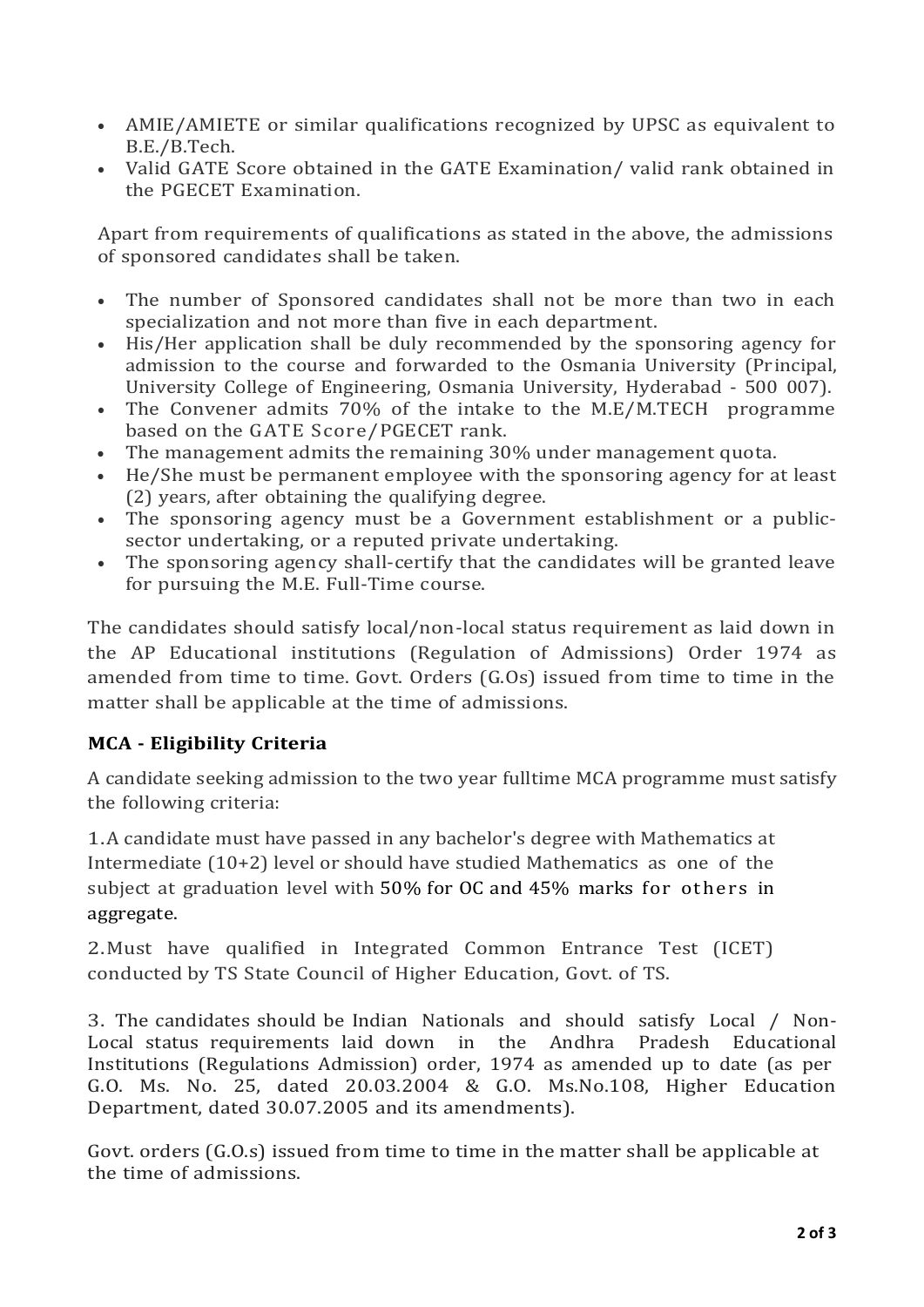- AMIE/AMIETE or similar qualifications recognized by UPSC as equivalent to B.E./B.Tech.
- Valid GATE Score obtained in the GATE Examination/ valid rank obtained in the PGECET Examination.

Apart from requirements of qualifications as stated in the above, the admissions of sponsored candidates shall be taken.

- The number of Sponsored candidates shall not be more than two in each specialization and not more than five in each department.
- His/Her application shall be duly recommended by the sponsoring agency for admission to the course and forwarded to the Osmania University (Principal, University College of Engineering, Osmania University, Hyderabad - 500 007).
- The Convener admits 70% of the intake to the M.E/M.TECH programme based on the GATE Score/PGECET rank.
- The management admits the remaining 30% under management quota.
- He/She must be permanent employee with the sponsoring agency for at least (2) years, after obtaining the qualifying degree.
- The sponsoring agency must be a Government establishment or a public-sector undertaking, or a reputed private undertaking.
- The sponsoring agency shall-certify that the candidates will be granted leave for pursuing the M.E. Full-Time course.

The candidates should satisfy local/non-local status requirement as laid down in the AP Educational institutions (Regulation of Admissions) Order 1974 as amended from time to time. Govt. Orders (G.Os) issued from time to time in the matter shall be applicable at the time of admissions.

### MCA - Eligibility Criteria

A candidate seeking admission to the two year fulltime MCA programme must satisfy the following criteria:

1.A candidate must have passed in any bachelor's degree with Mathematics at Intermediate (10+2) level or should have studied Mathematics as one of the subject at graduation level with 50% for OC and 45% marks for others in aggregate.

2.Must have qualified in Integrated Common Entrance Test (ICET) conducted by TS State Council of Higher Education, Govt. of TS.

3. The candidates should be Indian Nationals and should satisfy Local / Non-Local status requirements laid down in the Andhra Pradesh Educational Institutions (Regulations Admission) order, 1974 as amended up to date (as per G.O. Ms. No. 25, dated 20.03.2004 & G.O. Ms.No.108, Higher Education Department, dated 30.07.2005 and its amendments).

Govt. orders (G.O.s) issued from time to time in the matter shall be applicable at the time of admissions.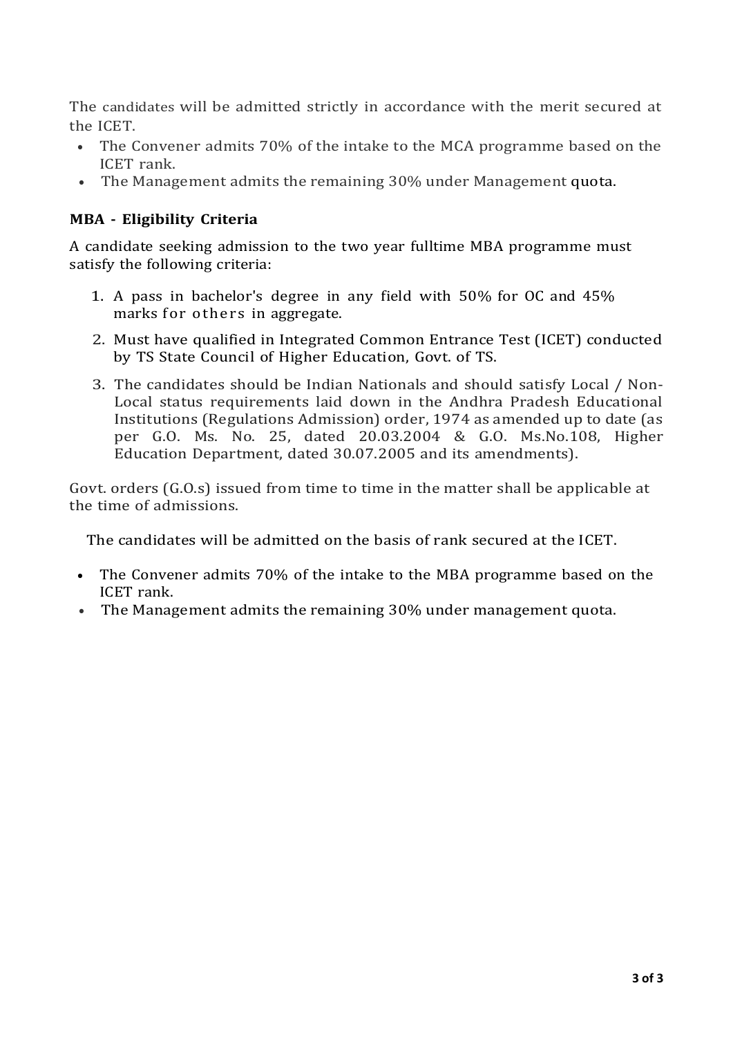The candidates will be admitted strictly in accordance with the merit secured at the ICET.

- The Convener admits 70% of the intake to the MCA programme based on the ICET rank.
- The Management admits the remaining 30% under Management quota.

**MBA - Eligibility Criteria**

A candidate seeking admission to the two year fulltime MBA programme must satisfy the following criteria:

1. A pass in bachelor's degree in any field with 50% for OC and 45% marks for others in aggregate.
2. Must have qualified in Integrated Common Entrance Test (ICET) conducted by TS State Council of Higher Education, Govt. of TS.
3. The candidates should be Indian Nationals and should satisfy Local / Non-Local status requirements laid down in the Andhra Pradesh Educational Institutions (Regulations Admission) order, 1974 as amended up to date (as per G.O. Ms. No. 25, dated 20.03.2004 & G.O. Ms.No.108, Higher Education Department, dated 30.07.2005 and its amendments).

Govt. orders (G.O.s) issued from time to time in the matter shall be applicable at the time of admissions.

The candidates will be admitted on the basis of rank secured at the ICET.

- The Convener admits 70% of the intake to the MBA programme based on the ICET rank.
- The Management admits the remaining 30% under management quota.